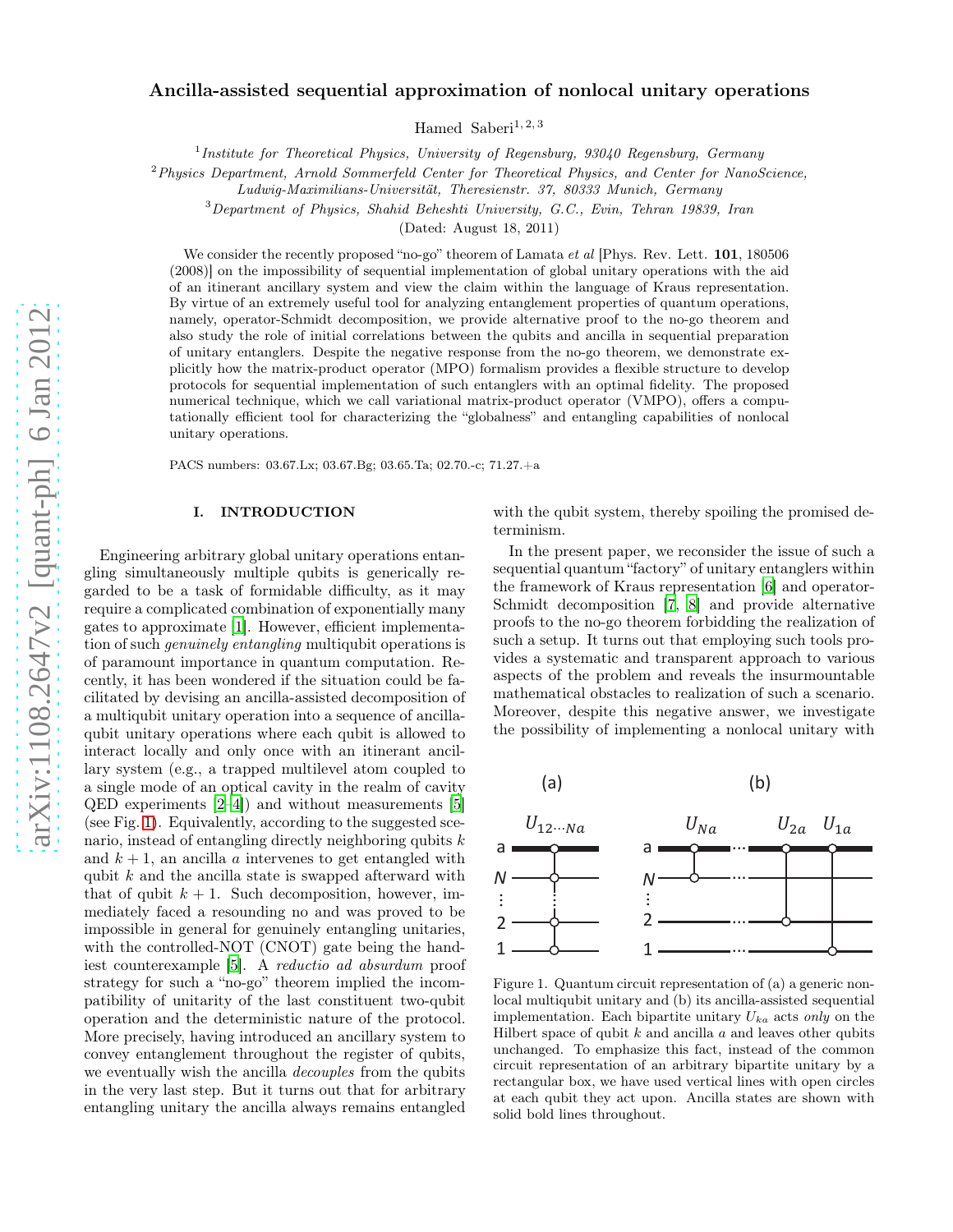# Ancilla-assisted sequential approximation of nonlocal unitary operations

Hamed Saberi[1,2,3]

[1] *Institute for Theoretical Physics, University of Regensburg, 93040 Regensburg, Germany*

[2] *Physics Department, Arnold Sommerfeld Center for Theoretical Physics, and Center for NanoScience, Ludwig-Maximilians-Universität, Theresienstr. 37, 80333 Munich, Germany*

[3] *Department of Physics, Shahid Beheshti University, G.C., Evin, Tehran 19839, Iran*

(Dated: August 18, 2011)

We consider the recently proposed "no-go" theorem of Lamata *et al* [Phys. Rev. Lett. **101**, 180506 (2008)] on the impossibility of sequential implementation of global unitary operations with the aid of an itinerant ancillary system and view the claim within the language of Kraus representation. By virtue of an extremely useful tool for analyzing entanglement properties of quantum operations, namely, operator-Schmidt decomposition, we provide alternative proof to the no-go theorem and also study the role of initial correlations between the qubits and ancilla in sequential preparation of unitary entanglers. Despite the negative response from the no-go theorem, we demonstrate explicitly how the matrix-product operator (MPO) formalism provides a flexible structure to develop protocols for sequential implementation of such entanglers with an optimal fidelity. The proposed numerical technique, which we call variational matrix-product operator (VMPO), offers a computationally efficient tool for characterizing the "globalness" and entangling capabilities of nonlocal unitary operations.

PACS numbers: 03.67.Lx; 03.67.Bg; 03.65.Ta; 02.70.-c; 71.27.+a

## I. INTRODUCTION

Engineering arbitrary global unitary operations entangling simultaneously multiple qubits is generically regarded to be a task of formidable difficulty, as it may require a complicated combination of exponentially many gates to approximate [1]. However, efficient implementation of such *genuinely entangling* multiqubit operations is of paramount importance in quantum computation. Recently, it has been wondered if the situation could be facilitated by devising an ancilla-assisted decomposition of a multiqubit unitary operation into a sequence of ancilla-qubit unitary operations where each qubit is allowed to interact locally and only once with an itinerant ancillary system (e.g., a trapped multilevel atom coupled to a single mode of an optical cavity in the realm of cavity QED experiments [2–4]) and without measurements [5] (see Fig. 1). Equivalently, according to the suggested scenario, instead of entangling directly neighboring qubits $k$ and $k+1$, an ancilla $a$ intervenes to get entangled with qubit $k$ and the ancilla state is swapped afterward with that of qubit $k+1$. Such decomposition, however, immediately faced a resounding no and was proved to be impossible in general for genuinely entangling unitaries, with the controlled-NOT (CNOT) gate being the handiest counterexample [5]. A *reductio ad absurdum* proof strategy for such a "no-go" theorem implied the incompatibility of unitarity of the last constituent two-qubit operation and the deterministic nature of the protocol. More precisely, having introduced an ancillary system to convey entanglement throughout the register of qubits, we eventually wish the ancilla *decouples* from the qubits in the very last step. But it turns out that for arbitrary entangling unitary the ancilla always remains entangled with the qubit system, thereby spoiling the promised determinism.

In the present paper, we reconsider the issue of such a sequential quantum "factory" of unitary entanglers within the framework of Kraus representation [6] and operator-Schmidt decomposition [7, 8] and provide alternative proofs to the no-go theorem forbidding the realization of such a setup. It turns out that employing such tools provides a systematic and transparent approach to various aspects of the problem and reveals the insurmountable mathematical obstacles to realization of such a scenario. Moreover, despite this negative answer, we investigate the possibility of implementing a nonlocal unitary with

Figure 1. Quantum circuit representation of (a) a generic nonlocal multiqubit unitary and (b) its ancilla-assisted sequential implementation. Each bipartite unitary $U_{ka}$ acts *only* on the Hilbert space of qubit $k$ and ancilla $a$ and leaves other qubits unchanged. To emphasize this fact, instead of the common circuit representation of an arbitrary bipartite unitary by a rectangular box, we have used vertical lines with open circles at each qubit they act upon. Ancilla states are shown with solid bold lines throughout.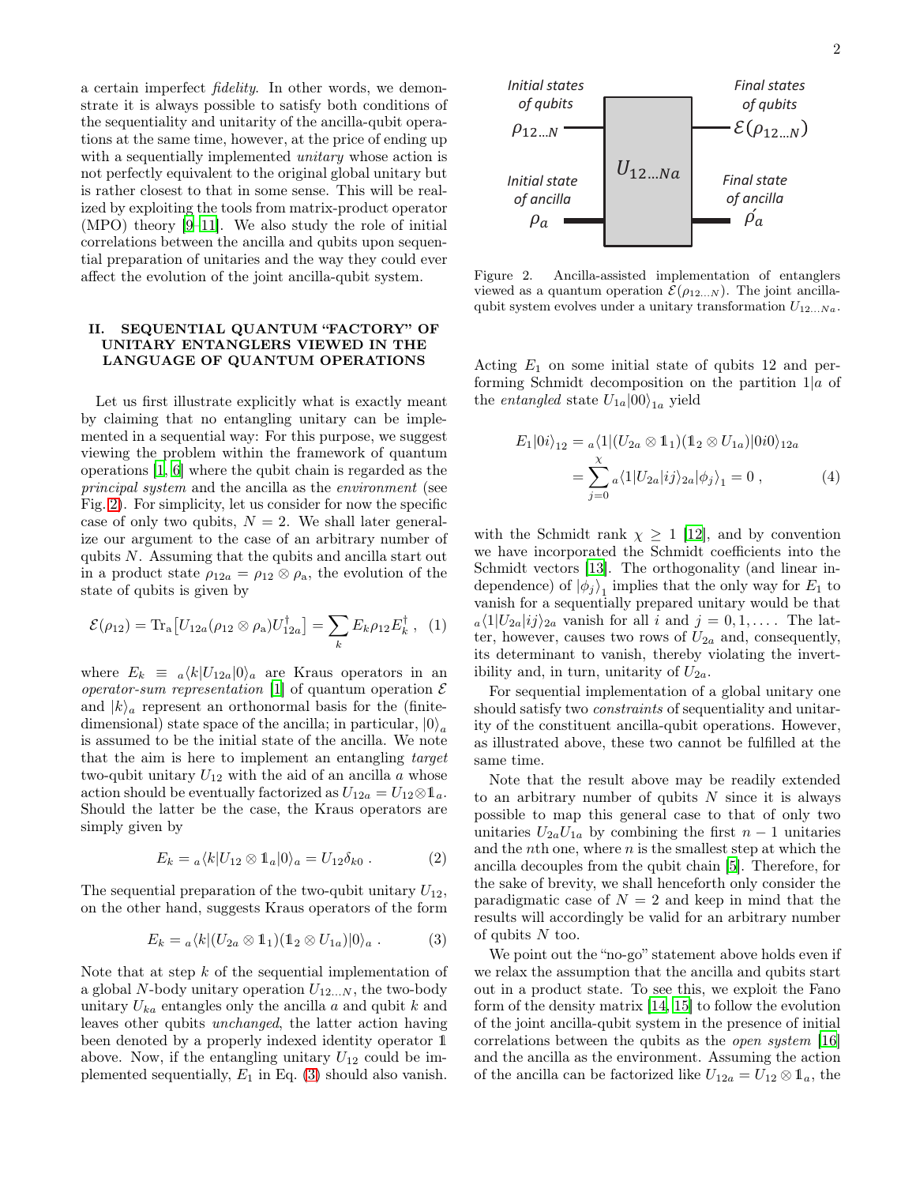a certain imperfect *fidelity*. In other words, we demonstrate it is always possible to satisfy both conditions of the sequentiality and unitarity of the ancilla-qubit operations at the same time, however, at the price of ending up with a sequentially implemented *unitary* whose action is not perfectly equivalent to the original global unitary but is rather closest to that in some sense. This will be realized by exploiting the tools from matrix-product operator (MPO) theory [9–11]. We also study the role of initial correlations between the ancilla and qubits upon sequential preparation of unitaries and the way they could ever affect the evolution of the joint ancilla-qubit system.

## II. SEQUENTIAL QUANTUM "FACTORY" OF UNITARY ENTANGLERS VIEWED IN THE LANGUAGE OF QUANTUM OPERATIONS

Let us first illustrate explicitly what is exactly meant by claiming that no entangling unitary can be implemented in a sequential way: For this purpose, we suggest viewing the problem within the framework of quantum operations [1, 6] where the qubit chain is regarded as the *principal system* and the ancilla as the *environment* (see Fig. 2). For simplicity, let us consider for now the specific case of only two qubits, $N = 2$. We shall later generalize our argument to the case of an arbitrary number of qubits $N$. Assuming that the qubits and ancilla start out in a product state $\rho_{12a} = \rho_{12} \otimes \rho_a$, the evolution of the state of qubits is given by

$$\mathcal{E}(\rho_{12}) = \mathrm{Tr}_a\big[U_{12a}(\rho_{12} \otimes \rho_a)U_{12a}^{\dagger}\big] = \sum_k E_k \rho_{12} E_k^{\dagger}\,, \quad (1)$$

where $E_k \equiv {}_a\langle k|U_{12a}|0\rangle_a$ are Kraus operators in an *operator-sum representation* [1] of quantum operation $\mathcal{E}$ and $|k\rangle_a$ represent an orthonormal basis for the (finite-dimensional) state space of the ancilla; in particular, $|0\rangle_a$ is assumed to be the initial state of the ancilla. We note that the aim is here to implement an entangling *target* two-qubit unitary $U_{12}$ with the aid of an ancilla $a$ whose action should be eventually factorized as $U_{12a} = U_{12} \otimes \mathbb{1}_a$. Should the latter be the case, the Kraus operators are simply given by

$$E_k = {}_a\langle k|U_{12} \otimes \mathbb{1}_a|0\rangle_a = U_{12}\delta_{k0}\,. \quad (2)$$

The sequential preparation of the two-qubit unitary $U_{12}$, on the other hand, suggests Kraus operators of the form

$$E_k = {}_a\langle k|(U_{2a} \otimes \mathbb{1}_1)(\mathbb{1}_2 \otimes U_{1a})|0\rangle_a\,. \quad (3)$$

Note that at step $k$ of the sequential implementation of a global $N$-body unitary operation $U_{12\ldots N}$, the two-body unitary $U_{ka}$ entangles only the ancilla $a$ and qubit $k$ and leaves other qubits *unchanged*, the latter action having been denoted by a properly indexed identity operator $\mathbb{1}$ above. Now, if the entangling unitary $U_{12}$ could be implemented sequentially, $E_1$ in Eq. (3) should also vanish.

Figure 2. Ancilla-assisted implementation of entanglers viewed as a quantum operation $\mathcal{E}(\rho_{12\ldots N})$. The joint ancilla-qubit system evolves under a unitary transformation $U_{12\ldots Na}$.

Acting $E_1$ on some initial state of qubits 12 and performing Schmidt decomposition on the partition $1|a$ of the *entangled* state $U_{1a}|00\rangle_{1a}$ yield

$$\begin{aligned} E_1|0i\rangle_{12} &= {}_a\langle 1|(U_{2a} \otimes \mathbb{1}_1)(\mathbb{1}_2 \otimes U_{1a})|0i0\rangle_{12a} \\ &= \sum_{j=0}^{\chi} {}_a\langle 1|U_{2a}|ij\rangle_{2a}|\phi_j\rangle_1 = 0\,, \end{aligned} \quad (4)$$

with the Schmidt rank $\chi \geq 1$ [12], and by convention we have incorporated the Schmidt coefficients into the Schmidt vectors [13]. The orthogonality (and linear independence) of $|\phi_j\rangle_1$ implies that the only way for $E_1$ to vanish for a sequentially prepared unitary would be that ${}_a\langle 1|U_{2a}|ij\rangle_{2a}$ vanish for all $i$ and $j = 0, 1, \ldots$. The latter, however, causes two rows of $U_{2a}$ and, consequently, its determinant to vanish, thereby violating the invertibility and, in turn, unitarity of $U_{2a}$.

For sequential implementation of a global unitary one should satisfy two *constraints* of sequentiality and unitarity of the constituent ancilla-qubit operations. However, as illustrated above, these two cannot be fulfilled at the same time.

Note that the result above may be readily extended to an arbitrary number of qubits $N$ since it is always possible to map this general case to that of only two unitaries $U_{2a}U_{1a}$ by combining the first $n-1$ unitaries and the $n$th one, where $n$ is the smallest step at which the ancilla decouples from the qubit chain [5]. Therefore, for the sake of brevity, we shall henceforth only consider the paradigmatic case of $N = 2$ and keep in mind that the results will accordingly be valid for an arbitrary number of qubits $N$ too.

We point out the "no-go" statement above holds even if we relax the assumption that the ancilla and qubits start out in a product state. To see this, we exploit the Fano form of the density matrix [14, 15] to follow the evolution of the joint ancilla-qubit system in the presence of initial correlations between the qubits as the *open system* [16] and the ancilla as the environment. Assuming the action of the ancilla can be factorized like $U_{12a} = U_{12} \otimes \mathbb{1}_a$, the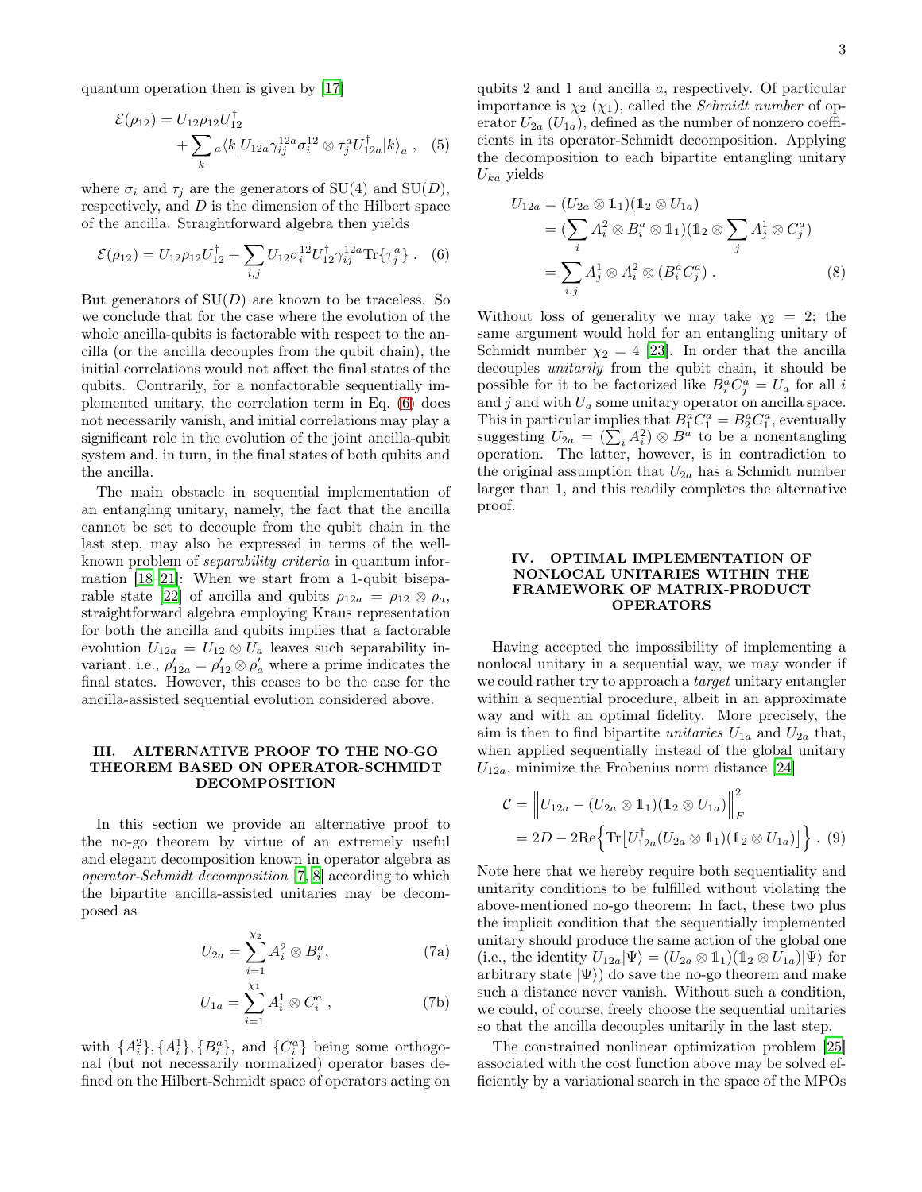quantum operation then is given by [17]

$$
\mathcal{E}(\rho_{12}) = U_{12}\rho_{12}U_{12}^{\dagger} + \sum_{k} {}_a\langle k|U_{12a}\gamma_{ij}^{12a}\sigma_i^{12}\otimes\tau_j^{a}U_{12a}^{\dagger}|k\rangle_a \ , \quad (5)
$$

where $\sigma_i$ and $\tau_j$ are the generators of SU(4) and SU($D$), respectively, and $D$ is the dimension of the Hilbert space of the ancilla. Straightforward algebra then yields

$$
\mathcal{E}(\rho_{12}) = U_{12}\rho_{12}U_{12}^{\dagger} + \sum_{i,j} U_{12}\sigma_i^{12}U_{12}^{\dagger}\gamma_{ij}^{12a}\mathrm{Tr}\{\tau_j^a\} \ . \quad (6)
$$

But generators of SU($D$) are known to be traceless. So we conclude that for the case where the evolution of the whole ancilla-qubits is factorable with respect to the ancilla (or the ancilla decouples from the qubit chain), the initial correlations would not affect the final states of the qubits. Contrarily, for a nonfactorable sequentially implemented unitary, the correlation term in Eq. (6) does not necessarily vanish, and initial correlations may play a significant role in the evolution of the joint ancilla-qubit system and, in turn, in the final states of both qubits and the ancilla.

The main obstacle in sequential implementation of an entangling unitary, namely, the fact that the ancilla cannot be set to decouple from the qubit chain in the last step, may also be expressed in terms of the well-known problem of *separability criteria* in quantum information [18–21]: When we start from a 1-qubit biseparable state [22] of ancilla and qubits $\rho_{12a} = \rho_{12}\otimes\rho_a$, straightforward algebra employing Kraus representation for both the ancilla and qubits implies that a factorable evolution $U_{12a} = U_{12}\otimes U_a$ leaves such separability invariant, i.e., $\rho'_{12a} = \rho'_{12}\otimes\rho'_a$ where a prime indicates the final states. However, this ceases to be the case for the ancilla-assisted sequential evolution considered above.

## III. ALTERNATIVE PROOF TO THE NO-GO THEOREM BASED ON OPERATOR-SCHMIDT DECOMPOSITION

In this section we provide an alternative proof to the no-go theorem by virtue of an extremely useful and elegant decomposition known in operator algebra as *operator-Schmidt decomposition* [7, 8] according to which the bipartite ancilla-assisted unitaries may be decomposed as

$$
U_{2a} = \sum_{i=1}^{\chi_2} A_i^2\otimes B_i^a, \quad (7a)
$$

$$
U_{1a} = \sum_{i=1}^{\chi_1} A_i^1\otimes C_i^a \ , \quad (7b)
$$

with $\{A_i^2\}, \{A_i^1\}, \{B_i^a\}$, and $\{C_i^a\}$ being some orthogonal (but not necessarily normalized) operator bases defined on the Hilbert-Schmidt space of operators acting on qubits 2 and 1 and ancilla $a$, respectively. Of particular importance is $\chi_2$ ($\chi_1$), called the *Schmidt number* of operator $U_{2a}$ ($U_{1a}$), defined as the number of nonzero coefficients in its operator-Schmidt decomposition. Applying the decomposition to each bipartite entangling unitary $U_{ka}$ yields

$$
\begin{aligned}
U_{12a} &= (U_{2a}\otimes\mathbb{1}_1)(\mathbb{1}_2\otimes U_{1a}) \\
&= (\sum_i A_i^2\otimes B_i^a\otimes\mathbb{1}_1)(\mathbb{1}_2\otimes\sum_j A_j^1\otimes C_j^a) \\
&= \sum_{i,j} A_j^1\otimes A_i^2\otimes(B_i^aC_j^a) \ .
\end{aligned} \quad (8)
$$

Without loss of generality we may take $\chi_2 = 2$; the same argument would hold for an entangling unitary of Schmidt number $\chi_2 = 4$ [23]. In order that the ancilla decouples *unitarily* from the qubit chain, it should be possible for it to be factorized like $B_i^aC_j^a = U_a$ for all $i$ and $j$ and with $U_a$ some unitary operator on ancilla space. This in particular implies that $B_1^aC_1^a = B_2^aC_1^a$, eventually suggesting $U_{2a} = (\sum_i A_i^2)\otimes B^a$ to be a nonentangling operation. The latter, however, is in contradiction to the original assumption that $U_{2a}$ has a Schmidt number larger than 1, and this readily completes the alternative proof.

## IV. OPTIMAL IMPLEMENTATION OF NONLOCAL UNITARIES WITHIN THE FRAMEWORK OF MATRIX-PRODUCT OPERATORS

Having accepted the impossibility of implementing a nonlocal unitary in a sequential way, we may wonder if we could rather try to approach a *target* unitary entangler within a sequential procedure, albeit in an approximate way and with an optimal fidelity. More precisely, the aim is then to find bipartite *unitaries* $U_{1a}$ and $U_{2a}$ that, when applied sequentially instead of the global unitary $U_{12a}$, minimize the Frobenius norm distance [24]

$$
\begin{aligned}
\mathcal{C} &= \Big\|U_{12a} - (U_{2a}\otimes\mathbb{1}_1)(\mathbb{1}_2\otimes U_{1a})\Big\|_F^2 \\
&= 2D - 2\mathrm{Re}\Big\{\mathrm{Tr}\big[U_{12a}^{\dagger}(U_{2a}\otimes\mathbb{1}_1)(\mathbb{1}_2\otimes U_{1a})\big]\Big\} \ . \quad (9)
\end{aligned}
$$

Note here that we hereby require both sequentiality and unitarity conditions to be fulfilled without violating the above-mentioned no-go theorem: In fact, these two plus the implicit condition that the sequentially implemented unitary should produce the same action of the global one (i.e., the identity $U_{12a}|\Psi\rangle = (U_{2a}\otimes\mathbb{1}_1)(\mathbb{1}_2\otimes U_{1a})|\Psi\rangle$ for arbitrary state $|\Psi\rangle$) do save the no-go theorem and make such a distance never vanish. Without such a condition, we could, of course, freely choose the sequential unitaries so that the ancilla decouples unitarily in the last step.

The constrained nonlinear optimization problem [25] associated with the cost function above may be solved efficiently by a variational search in the space of the MPOs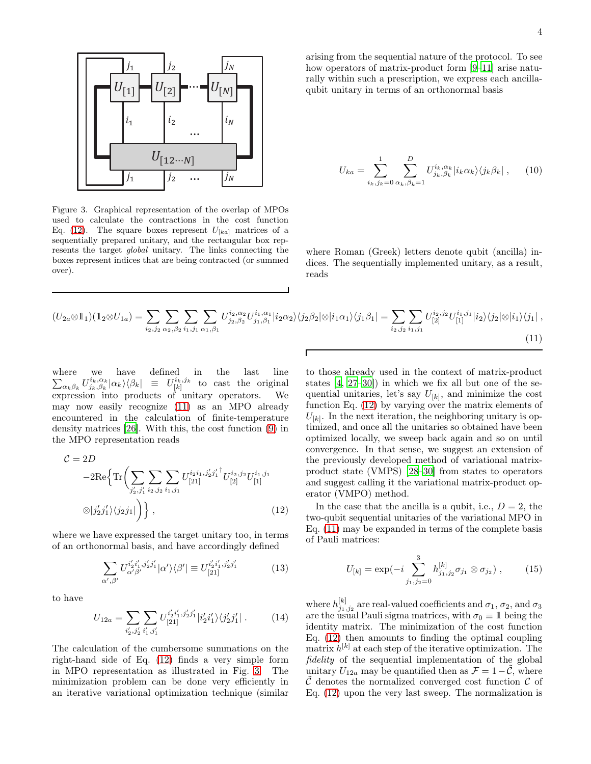Figure 3. Graphical representation of the overlap of MPOs used to calculate the contractions in the cost function Eq. (12). The square boxes represent $U_{[ka]}$ matrices of a sequentially prepared unitary, and the rectangular box represents the target *global* unitary. The links connecting the boxes represent indices that are being contracted (or summed over).

arising from the sequential nature of the protocol. To see how operators of matrix-product form [9–11] arise naturally within such a prescription, we express each ancilla-qubit unitary in terms of an orthonormal basis

$$U_{ka} = \sum_{i_k,j_k=0}^{1} \sum_{\alpha_k,\beta_k=1}^{D} U^{i_k,\alpha_k}_{j_k,\beta_k} |i_k\alpha_k\rangle\langle j_k\beta_k| \,, \tag{10}$$

where Roman (Greek) letters denote qubit (ancilla) indices. The sequentially implemented unitary, as a result, reads

$$(U_{2a}\otimes\mathbb{1}_1)(\mathbb{1}_2\otimes U_{1a}) = \sum_{i_2,j_2}\sum_{\alpha_2,\beta_2}\sum_{i_1,j_1}\sum_{\alpha_1,\beta_1} U^{i_2,\alpha_2}_{j_2,\beta_2} U^{i_1,\alpha_1}_{j_1,\beta_1} |i_2\alpha_2\rangle\langle j_2\beta_2|\otimes|i_1\alpha_1\rangle\langle j_1\beta_1| = \sum_{i_2,j_2}\sum_{i_1,j_1} U^{i_2,j_2}_{[2]} U^{i_1,j_1}_{[1]} |i_2\rangle\langle j_2|\otimes|i_1\rangle\langle j_1| \,, \tag{11}$$

where we have defined in the last line $\sum_{\alpha_k\beta_k} U^{i_k,\alpha_k}_{j_k,\beta_k}|\alpha_k\rangle\langle\beta_k| \equiv U^{i_k,j_k}_{[k]}$ to cast the original expression into products of unitary operators. We may now easily recognize (11) as an MPO already encountered in the calculation of finite-temperature density matrices [26]. With this, the cost function (9) in the MPO representation reads

$$\begin{aligned}\mathcal{C} = 2D \\ -2\mathrm{Re}\Big\{\mathrm{Tr}\Big(\sum_{j_2',j_1'}\sum_{i_2,j_2}\sum_{i_1,j_1} U^{i_2 i_1, j_2' j_1'}_{[21]}{}^{\dagger} U^{i_2,j_2}_{[2]} U^{i_1,j_1}_{[1]} \\ \otimes |j_2' j_1'\rangle\langle j_2 j_1|\Big)\Big\} \,,\end{aligned} \tag{12}$$

where we have expressed the target unitary too, in terms of an orthonormal basis, and have accordingly defined

$$\sum_{\alpha',\beta'} U^{i_2' i_1', j_2' j_1'}_{\alpha'\beta'} |\alpha'\rangle\langle\beta'| \equiv U^{i_2' i_1', j_2' j_1'}_{[21]} \tag{13}$$

to have

$$U_{12a} = \sum_{i_2',j_2'}\sum_{i_1',j_1'} U^{i_2' i_1', j_2' j_1'}_{[21]} |i_2' i_1'\rangle\langle j_2' j_1'| \,. \tag{14}$$

The calculation of the cumbersome summations on the right-hand side of Eq. (12) finds a very simple form in MPO representation as illustrated in Fig. 3. The minimization problem can be done very efficiently in an iterative variational optimization technique (similar to those already used in the context of matrix-product states [4, 27–30]) in which we fix all but one of the sequential unitaries, let's say $U_{[k]}$, and minimize the cost function Eq. (12) by varying over the matrix elements of $U_{[k]}$. In the next iteration, the neighboring unitary is optimized, and once all the unitaries so obtained have been optimized locally, we sweep back again and so on until convergence. In that sense, we suggest an extension of the previously developed method of variational matrix-product state (VMPS) [28–30] from states to operators and suggest calling it the variational matrix-product operator (VMPO) method.

In the case that the ancilla is a qubit, i.e., $D = 2$, the two-qubit sequential unitaries of the variational MPO in Eq. (11) may be expanded in terms of the complete basis of Pauli matrices:

$$U_{[k]} = \exp(-i\sum_{j_1,j_2=0}^{3} h^{[k]}_{j_1,j_2}\sigma_{j_1}\otimes\sigma_{j_2}) \,, \tag{15}$$

where $h^{[k]}_{j_1,j_2}$ are real-valued coefficients and $\sigma_1$, $\sigma_2$, and $\sigma_3$ are the usual Pauli sigma matrices, with $\sigma_0 \equiv \mathbb{1}$ being the identity matrix. The minimization of the cost function Eq. (12) then amounts to finding the optimal coupling matrix $h^{[k]}$ at each step of the iterative optimization. The *fidelity* of the sequential implementation of the global unitary $U_{12a}$ may be quantified then as $\mathcal{F} = 1-\tilde{\mathcal{C}}$, where $\tilde{\mathcal{C}}$ denotes the normalized converged cost function $\mathcal{C}$ of Eq. (12) upon the very last sweep. The normalization is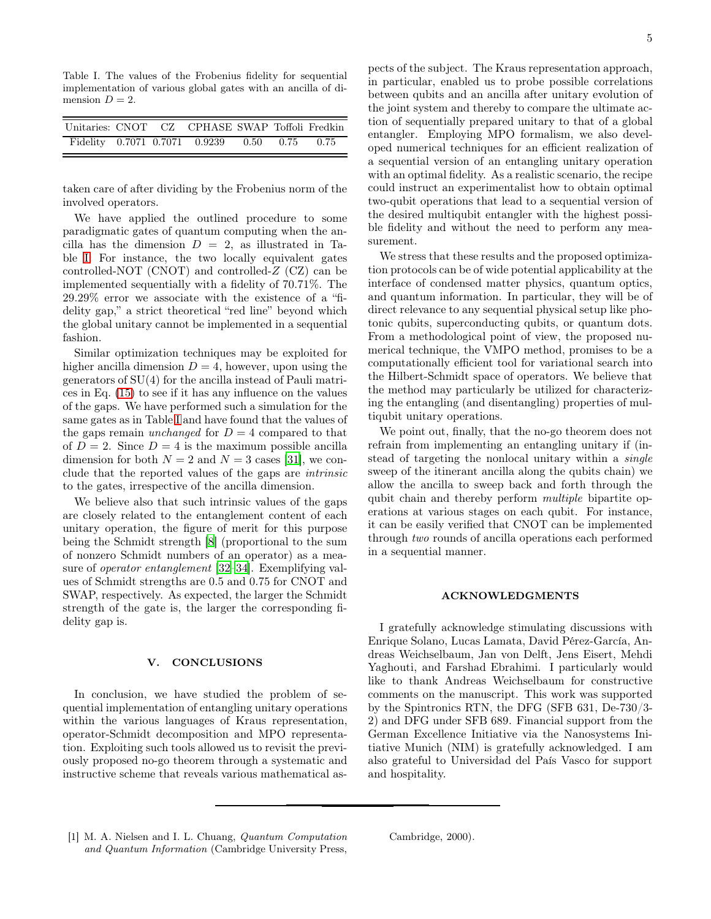Table I. The values of the Frobenius fidelity for sequential implementation of various global gates with an ancilla of dimension $D = 2$.

| Unitaries: | CNOT | CZ | CPHASE | SWAP | Toffoli | Fredkin |
|---|---|---|---|---|---|---|
| Fidelity | 0.7071 | 0.7071 | 0.9239 | 0.50 | 0.75 | 0.75 |

taken care of after dividing by the Frobenius norm of the involved operators.

We have applied the outlined procedure to some paradigmatic gates of quantum computing when the ancilla has the dimension $D = 2$, as illustrated in Table I. For instance, the two locally equivalent gates controlled-NOT (CNOT) and controlled-$Z$ (CZ) can be implemented sequentially with a fidelity of 70.71%. The 29.29% error we associate with the existence of a "fidelity gap," a strict theoretical "red line" beyond which the global unitary cannot be implemented in a sequential fashion.

Similar optimization techniques may be exploited for higher ancilla dimension $D = 4$, however, upon using the generators of SU(4) for the ancilla instead of Pauli matrices in Eq. (15) to see if it has any influence on the values of the gaps. We have performed such a simulation for the same gates as in Table I and have found that the values of the gaps remain *unchanged* for $D = 4$ compared to that of $D = 2$. Since $D = 4$ is the maximum possible ancilla dimension for both $N = 2$ and $N = 3$ cases [31], we conclude that the reported values of the gaps are *intrinsic* to the gates, irrespective of the ancilla dimension.

We believe also that such intrinsic values of the gaps are closely related to the entanglement content of each unitary operation, the figure of merit for this purpose being the Schmidt strength [8] (proportional to the sum of nonzero Schmidt numbers of an operator) as a measure of *operator entanglement* [32–34]. Exemplifying values of Schmidt strengths are 0.5 and 0.75 for CNOT and SWAP, respectively. As expected, the larger the Schmidt strength of the gate is, the larger the corresponding fidelity gap is.

## V. CONCLUSIONS

In conclusion, we have studied the problem of sequential implementation of entangling unitary operations within the various languages of Kraus representation, operator-Schmidt decomposition and MPO representation. Exploiting such tools allowed us to revisit the previously proposed no-go theorem through a systematic and instructive scheme that reveals various mathematical aspects of the subject. The Kraus representation approach, in particular, enabled us to probe possible correlations between qubits and an ancilla after unitary evolution of the joint system and thereby to compare the ultimate action of sequentially prepared unitary to that of a global entangler. Employing MPO formalism, we also developed numerical techniques for an efficient realization of a sequential version of an entangling unitary operation with an optimal fidelity. As a realistic scenario, the recipe could instruct an experimentalist how to obtain optimal two-qubit operations that lead to a sequential version of the desired multiqubit entangler with the highest possible fidelity and without the need to perform any measurement.

We stress that these results and the proposed optimization protocols can be of wide potential applicability at the interface of condensed matter physics, quantum optics, and quantum information. In particular, they will be of direct relevance to any sequential physical setup like photonic qubits, superconducting qubits, or quantum dots. From a methodological point of view, the proposed numerical technique, the VMPO method, promises to be a computationally efficient tool for variational search into the Hilbert-Schmidt space of operators. We believe that the method may particularly be utilized for characterizing the entangling (and disentangling) properties of multiqubit unitary operations.

We point out, finally, that the no-go theorem does not refrain from implementing an entangling unitary if (instead of targeting the nonlocal unitary within a *single* sweep of the itinerant ancilla along the qubits chain) we allow the ancilla to sweep back and forth through the qubit chain and thereby perform *multiple* bipartite operations at various stages on each qubit. For instance, it can be easily verified that CNOT can be implemented through *two* rounds of ancilla operations each performed in a sequential manner.

## ACKNOWLEDGMENTS

I gratefully acknowledge stimulating discussions with Enrique Solano, Lucas Lamata, David Pérez-García, Andreas Weichselbaum, Jan von Delft, Jens Eisert, Mehdi Yaghouti, and Farshad Ebrahimi. I particularly would like to thank Andreas Weichselbaum for constructive comments on the manuscript. This work was supported by the Spintronics RTN, the DFG (SFB 631, De-730/3-2) and DFG under SFB 689. Financial support from the German Excellence Initiative via the Nanosystems Initiative Munich (NIM) is gratefully acknowledged. I am also grateful to Universidad del País Vasco for support and hospitality.

---

[1] M. A. Nielsen and I. L. Chuang, *Quantum Computation and Quantum Information* (Cambridge University Press, Cambridge, 2000).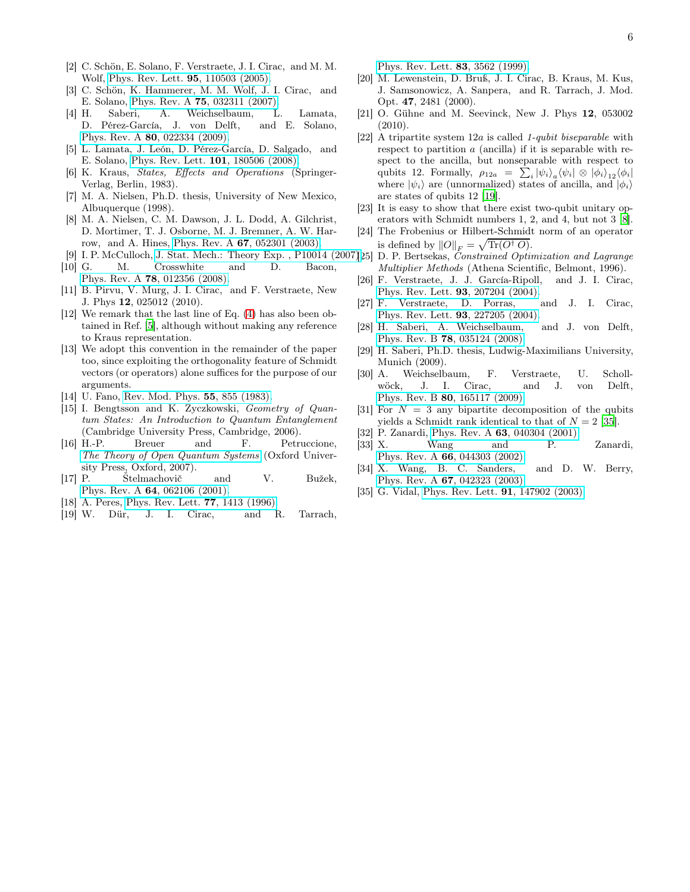[2] C. Schön, E. Solano, F. Verstraete, J. I. Cirac, and M. M. Wolf, Phys. Rev. Lett. **95**, 110503 (2005).

[3] C. Schön, K. Hammerer, M. M. Wolf, J. I. Cirac, and E. Solano, Phys. Rev. A **75**, 032311 (2007).

[4] H. Saberi, A. Weichselbaum, L. Lamata, D. Pérez-García, J. von Delft, and E. Solano, Phys. Rev. A **80**, 022334 (2009).

[5] L. Lamata, J. León, D. Pérez-García, D. Salgado, and E. Solano, Phys. Rev. Lett. **101**, 180506 (2008).

[6] K. Kraus, *States, Effects and Operations* (Springer-Verlag, Berlin, 1983).

[7] M. A. Nielsen, Ph.D. thesis, University of New Mexico, Albuquerque (1998).

[8] M. A. Nielsen, C. M. Dawson, J. L. Dodd, A. Gilchrist, D. Mortimer, T. J. Osborne, M. J. Bremner, A. W. Harrow, and A. Hines, Phys. Rev. A **67**, 052301 (2003).

[9] I. P. McCulloch, J. Stat. Mech.: Theory Exp. , P10014 (2007).

[10] G. M. Crosswhite and D. Bacon, Phys. Rev. A **78**, 012356 (2008).

[11] B. Pirvu, V. Murg, J. I. Cirac, and F. Verstraete, New J. Phys **12**, 025012 (2010).

[12] We remark that the last line of Eq. (4) has also been obtained in Ref. [5], although without making any reference to Kraus representation.

[13] We adopt this convention in the remainder of the paper too, since exploiting the orthogonality feature of Schmidt vectors (or operators) alone suffices for the purpose of our arguments.

[14] U. Fano, Rev. Mod. Phys. **55**, 855 (1983).

[15] I. Bengtsson and K. Zyczkowski, *Geometry of Quantum States: An Introduction to Quantum Entanglement* (Cambridge University Press, Cambridge, 2006).

[16] H.-P. Breuer and F. Petruccione, *The Theory of Open Quantum Systems* (Oxford University Press, Oxford, 2007).

[17] P. Štelmachovič and V. Bužek, Phys. Rev. A **64**, 062106 (2001).

[18] A. Peres, Phys. Rev. Lett. **77**, 1413 (1996).

[19] W. Dür, J. I. Cirac, and R. Tarrach, Phys. Rev. Lett. **83**, 3562 (1999).

[20] M. Lewenstein, D. Bruß, J. I. Cirac, B. Kraus, M. Kus, J. Samsonowicz, A. Sanpera, and R. Tarrach, J. Mod. Opt. **47**, 2481 (2000).

[21] O. Gühne and M. Seevinck, New J. Phys **12**, 053002 (2010).

[22] A tripartite system $12a$ is called *1-qubit biseparable* with respect to partition $a$ (ancilla) if it is separable with respect to the ancilla, but nonseparable with respect to qubits 12. Formally, $\rho_{12a} = \sum_i |\psi_i\rangle_a\langle\psi_i| \otimes |\phi_i\rangle_{12}\langle\phi_i|$ where $|\psi_i\rangle$ are (unnormalized) states of ancilla, and $|\phi_i\rangle$ are states of qubits 12 [19].

[23] It is easy to show that there exist two-qubit unitary operators with Schmidt numbers 1, 2, and 4, but not 3 [8].

[24] The Frobenius or Hilbert-Schmidt norm of an operator is defined by $\|O\|_F = \sqrt{\mathrm{Tr}(O^\dagger O)}$.

[25] D. P. Bertsekas, *Constrained Optimization and Lagrange Multiplier Methods* (Athena Scientific, Belmont, 1996).

[26] F. Verstraete, J. J. García-Ripoll, and J. I. Cirac, Phys. Rev. Lett. **93**, 207204 (2004).

[27] F. Verstraete, D. Porras, and J. I. Cirac, Phys. Rev. Lett. **93**, 227205 (2004).

[28] H. Saberi, A. Weichselbaum, and J. von Delft, Phys. Rev. B **78**, 035124 (2008).

[29] H. Saberi, Ph.D. thesis, Ludwig-Maximilians University, Munich (2009).

[30] A. Weichselbaum, F. Verstraete, U. Schollwöck, J. I. Cirac, and J. von Delft, Phys. Rev. B **80**, 165117 (2009).

[31] For $N = 3$ any bipartite decomposition of the qubits yields a Schmidt rank identical to that of $N = 2$ [35].

[32] P. Zanardi, Phys. Rev. A **63**, 040304 (2001).

[33] X. Wang and P. Zanardi, Phys. Rev. A **66**, 044303 (2002).

[34] X. Wang, B. C. Sanders, and D. W. Berry, Phys. Rev. A **67**, 042323 (2003).

[35] G. Vidal, Phys. Rev. Lett. **91**, 147902 (2003).